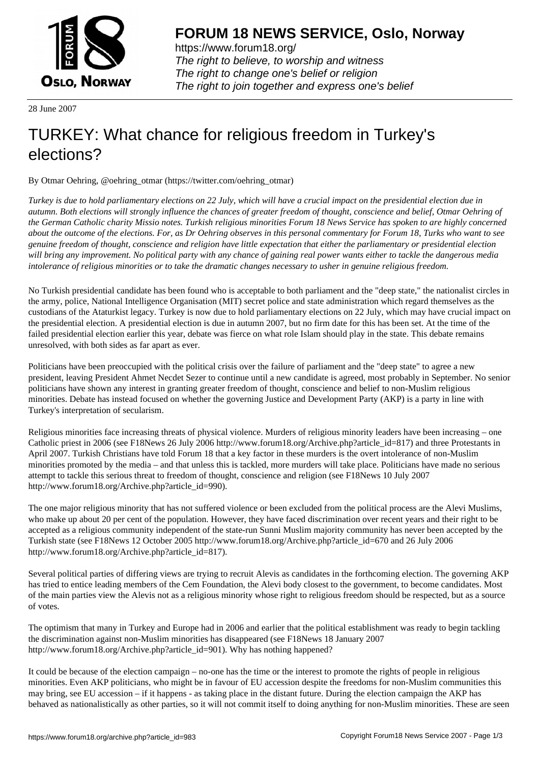# FORUM 18 NEWS SERVICE, Oslo, Norway

https://www.forum18.org/
*The right to believe, to worship and witness*
*The right to change one's belief or religion*
*The right to join together and express one's belief*

28 June 2007

# TURKEY: What chance for religious freedom in Turkey's elections?

By Otmar Oehring, @oehring_otmar (https://twitter.com/oehring_otmar)

*Turkey is due to hold parliamentary elections on 22 July, which will have a crucial impact on the presidential election due in autumn. Both elections will strongly influence the chances of greater freedom of thought, conscience and belief, Otmar Oehring of the German Catholic charity Missio notes. Turkish religious minorities Forum 18 News Service has spoken to are highly concerned about the outcome of the elections. For, as Dr Oehring observes in this personal commentary for Forum 18, Turks who want to see genuine freedom of thought, conscience and religion have little expectation that either the parliamentary or presidential election will bring any improvement. No political party with any chance of gaining real power wants either to tackle the dangerous media intolerance of religious minorities or to take the dramatic changes necessary to usher in genuine religious freedom.*

No Turkish presidential candidate has been found who is acceptable to both parliament and the "deep state," the nationalist circles in the army, police, National Intelligence Organisation (MIT) secret police and state administration which regard themselves as the custodians of the Ataturkist legacy. Turkey is now due to hold parliamentary elections on 22 July, which may have crucial impact on the presidential election. A presidential election is due in autumn 2007, but no firm date for this has been set. At the time of the failed presidential election earlier this year, debate was fierce on what role Islam should play in the state. This debate remains unresolved, with both sides as far apart as ever.

Politicians have been preoccupied with the political crisis over the failure of parliament and the "deep state" to agree a new president, leaving President Ahmet Necdet Sezer to continue until a new candidate is agreed, most probably in September. No senior politicians have shown any interest in granting greater freedom of thought, conscience and belief to non-Muslim religious minorities. Debate has instead focused on whether the governing Justice and Development Party (AKP) is a party in line with Turkey's interpretation of secularism.

Religious minorities face increasing threats of physical violence. Murders of religious minority leaders have been increasing – one Catholic priest in 2006 (see F18News 26 July 2006 http://www.forum18.org/Archive.php?article_id=817) and three Protestants in April 2007. Turkish Christians have told Forum 18 that a key factor in these murders is the overt intolerance of non-Muslim minorities promoted by the media – and that unless this is tackled, more murders will take place. Politicians have made no serious attempt to tackle this serious threat to freedom of thought, conscience and religion (see F18News 10 July 2007 http://www.forum18.org/Archive.php?article_id=990).

The one major religious minority that has not suffered violence or been excluded from the political process are the Alevi Muslims, who make up about 20 per cent of the population. However, they have faced discrimination over recent years and their right to be accepted as a religious community independent of the state-run Sunni Muslim majority community has never been accepted by the Turkish state (see F18News 12 October 2005 http://www.forum18.org/Archive.php?article_id=670 and 26 July 2006 http://www.forum18.org/Archive.php?article_id=817).

Several political parties of differing views are trying to recruit Alevis as candidates in the forthcoming election. The governing AKP has tried to entice leading members of the Cem Foundation, the Alevi body closest to the government, to become candidates. Most of the main parties view the Alevis not as a religious minority whose right to religious freedom should be respected, but as a source of votes.

The optimism that many in Turkey and Europe had in 2006 and earlier that the political establishment was ready to begin tackling the discrimination against non-Muslim minorities has disappeared (see F18News 18 January 2007 http://www.forum18.org/Archive.php?article_id=901). Why has nothing happened?

It could be because of the election campaign – no-one has the time or the interest to promote the rights of people in religious minorities. Even AKP politicians, who might be in favour of EU accession despite the freedoms for non-Muslim communities this may bring, see EU accession – if it happens - as taking place in the distant future. During the election campaign the AKP has behaved as nationalistically as other parties, so it will not commit itself to doing anything for non-Muslim minorities. These are seen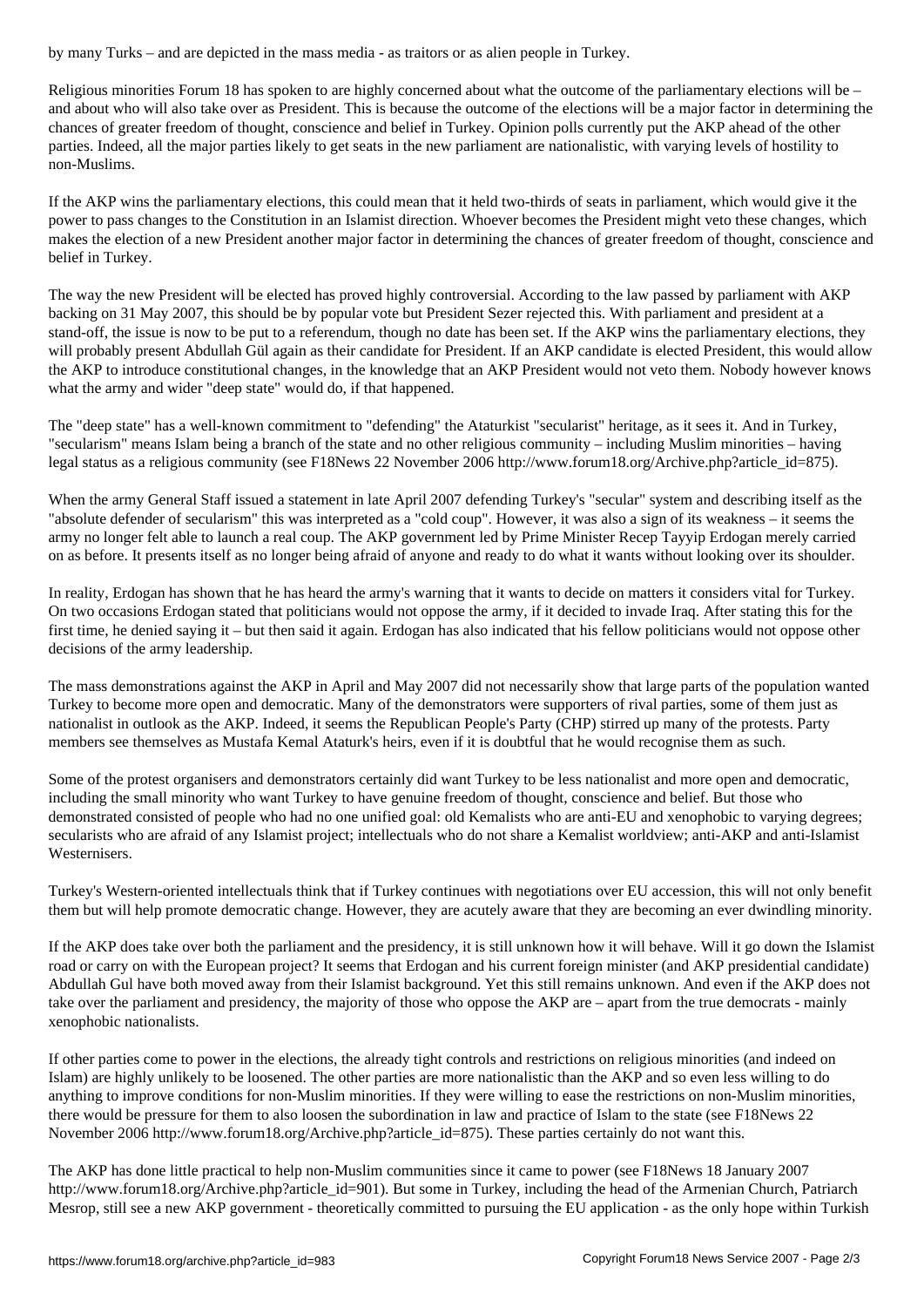by many Turks – and are depicted in the mass media - as traitors or as alien people in Turkey.

Religious minorities Forum 18 has spoken to are highly concerned about what the outcome of the parliamentary elections will be – and about who will also take over as President. This is because the outcome of the elections will be a major factor in determining the chances of greater freedom of thought, conscience and belief in Turkey. Opinion polls currently put the AKP ahead of the other parties. Indeed, all the major parties likely to get seats in the new parliament are nationalistic, with varying levels of hostility to non-Muslims.

If the AKP wins the parliamentary elections, this could mean that it held two-thirds of seats in parliament, which would give it the power to pass changes to the Constitution in an Islamist direction. Whoever becomes the President might veto these changes, which makes the election of a new President another major factor in determining the chances of greater freedom of thought, conscience and belief in Turkey.

The way the new President will be elected has proved highly controversial. According to the law passed by parliament with AKP backing on 31 May 2007, this should be by popular vote but President Sezer rejected this. With parliament and president at a stand-off, the issue is now to be put to a referendum, though no date has been set. If the AKP wins the parliamentary elections, they will probably present Abdullah Gül again as their candidate for President. If an AKP candidate is elected President, this would allow the AKP to introduce constitutional changes, in the knowledge that an AKP President would not veto them. Nobody however knows what the army and wider "deep state" would do, if that happened.

The "deep state" has a well-known commitment to "defending" the Ataturkist "secularist" heritage, as it sees it. And in Turkey, "secularism" means Islam being a branch of the state and no other religious community – including Muslim minorities – having legal status as a religious community (see F18News 22 November 2006 http://www.forum18.org/Archive.php?article_id=875).

When the army General Staff issued a statement in late April 2007 defending Turkey's "secular" system and describing itself as the "absolute defender of secularism" this was interpreted as a "cold coup". However, it was also a sign of its weakness – it seems the army no longer felt able to launch a real coup. The AKP government led by Prime Minister Recep Tayyip Erdogan merely carried on as before. It presents itself as no longer being afraid of anyone and ready to do what it wants without looking over its shoulder.

In reality, Erdogan has shown that he has heard the army's warning that it wants to decide on matters it considers vital for Turkey. On two occasions Erdogan stated that politicians would not oppose the army, if it decided to invade Iraq. After stating this for the first time, he denied saying it – but then said it again. Erdogan has also indicated that his fellow politicians would not oppose other decisions of the army leadership.

The mass demonstrations against the AKP in April and May 2007 did not necessarily show that large parts of the population wanted Turkey to become more open and democratic. Many of the demonstrators were supporters of rival parties, some of them just as nationalist in outlook as the AKP. Indeed, it seems the Republican People's Party (CHP) stirred up many of the protests. Party members see themselves as Mustafa Kemal Ataturk's heirs, even if it is doubtful that he would recognise them as such.

Some of the protest organisers and demonstrators certainly did want Turkey to be less nationalist and more open and democratic, including the small minority who want Turkey to have genuine freedom of thought, conscience and belief. But those who demonstrated consisted of people who had no one unified goal: old Kemalists who are anti-EU and xenophobic to varying degrees; secularists who are afraid of any Islamist project; intellectuals who do not share a Kemalist worldview; anti-AKP and anti-Islamist Westernisers.

Turkey's Western-oriented intellectuals think that if Turkey continues with negotiations over EU accession, this will not only benefit them but will help promote democratic change. However, they are acutely aware that they are becoming an ever dwindling minority.

If the AKP does take over both the parliament and the presidency, it is still unknown how it will behave. Will it go down the Islamist road or carry on with the European project? It seems that Erdogan and his current foreign minister (and AKP presidential candidate) Abdullah Gul have both moved away from their Islamist background. Yet this still remains unknown. And even if the AKP does not take over the parliament and presidency, the majority of those who oppose the AKP are – apart from the true democrats - mainly xenophobic nationalists.

If other parties come to power in the elections, the already tight controls and restrictions on religious minorities (and indeed on Islam) are highly unlikely to be loosened. The other parties are more nationalistic than the AKP and so even less willing to do anything to improve conditions for non-Muslim minorities. If they were willing to ease the restrictions on non-Muslim minorities, there would be pressure for them to also loosen the subordination in law and practice of Islam to the state (see F18News 22 November 2006 http://www.forum18.org/Archive.php?article_id=875). These parties certainly do not want this.

The AKP has done little practical to help non-Muslim communities since it came to power (see F18News 18 January 2007 http://www.forum18.org/Archive.php?article_id=901). But some in Turkey, including the head of the Armenian Church, Patriarch Mesrop, still see a new AKP government - theoretically committed to pursuing the EU application - as the only hope within Turkish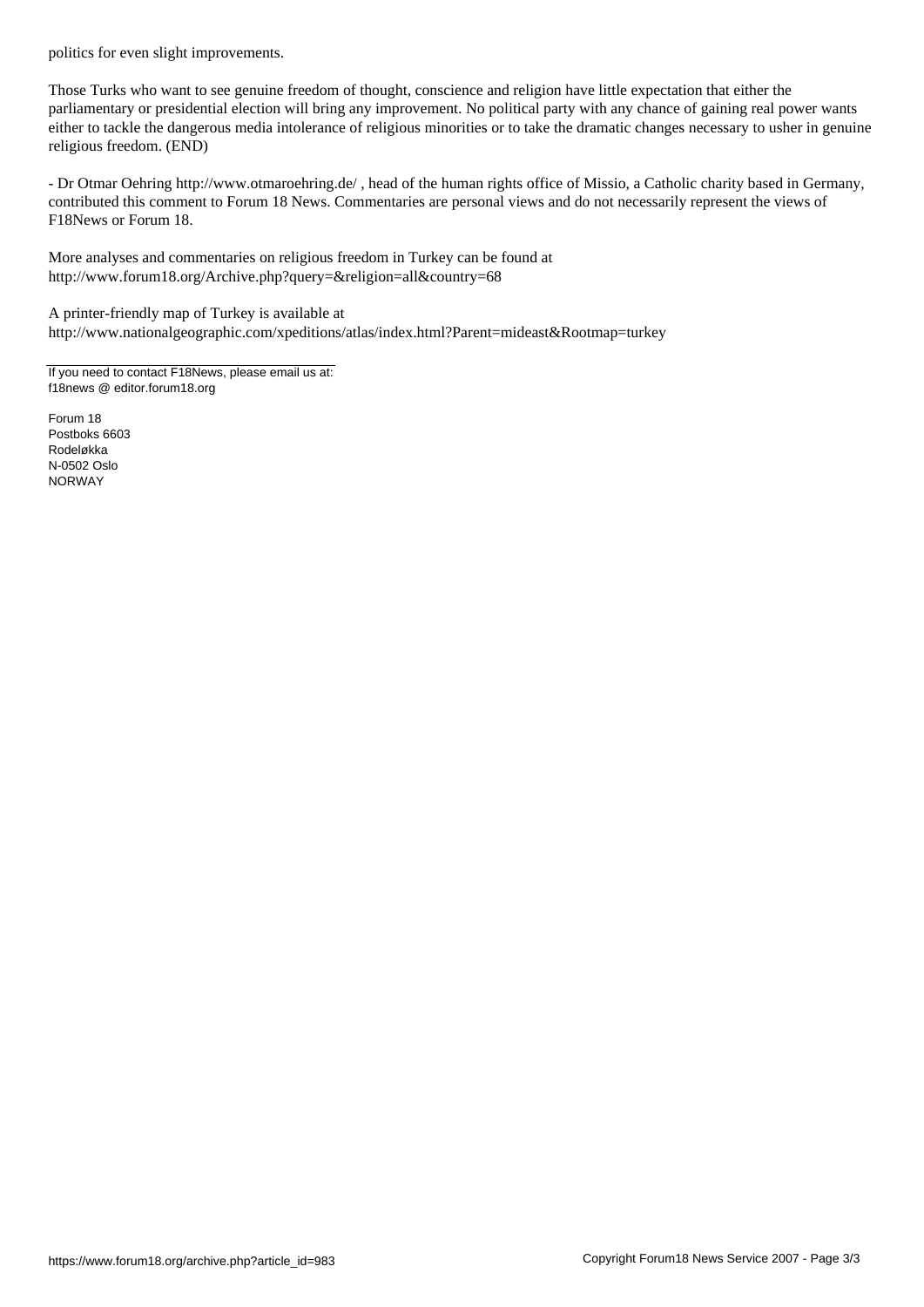politics for even slight improvements.

Those Turks who want to see genuine freedom of thought, conscience and religion have little expectation that either the parliamentary or presidential election will bring any improvement. No political party with any chance of gaining real power wants either to tackle the dangerous media intolerance of religious minorities or to take the dramatic changes necessary to usher in genuine religious freedom. (END)

- Dr Otmar Oehring http://www.otmaroehring.de/ , head of the human rights office of Missio, a Catholic charity based in Germany, contributed this comment to Forum 18 News. Commentaries are personal views and do not necessarily represent the views of F18News or Forum 18.

More analyses and commentaries on religious freedom in Turkey can be found at http://www.forum18.org/Archive.php?query=&religion=all&country=68

A printer-friendly map of Turkey is available at http://www.nationalgeographic.com/xpeditions/atlas/index.html?Parent=mideast&Rootmap=turkey

If you need to contact F18News, please email us at:
f18news @ editor.forum18.org

Forum 18
Postboks 6603
Rodeløkka
N-0502 Oslo
NORWAY